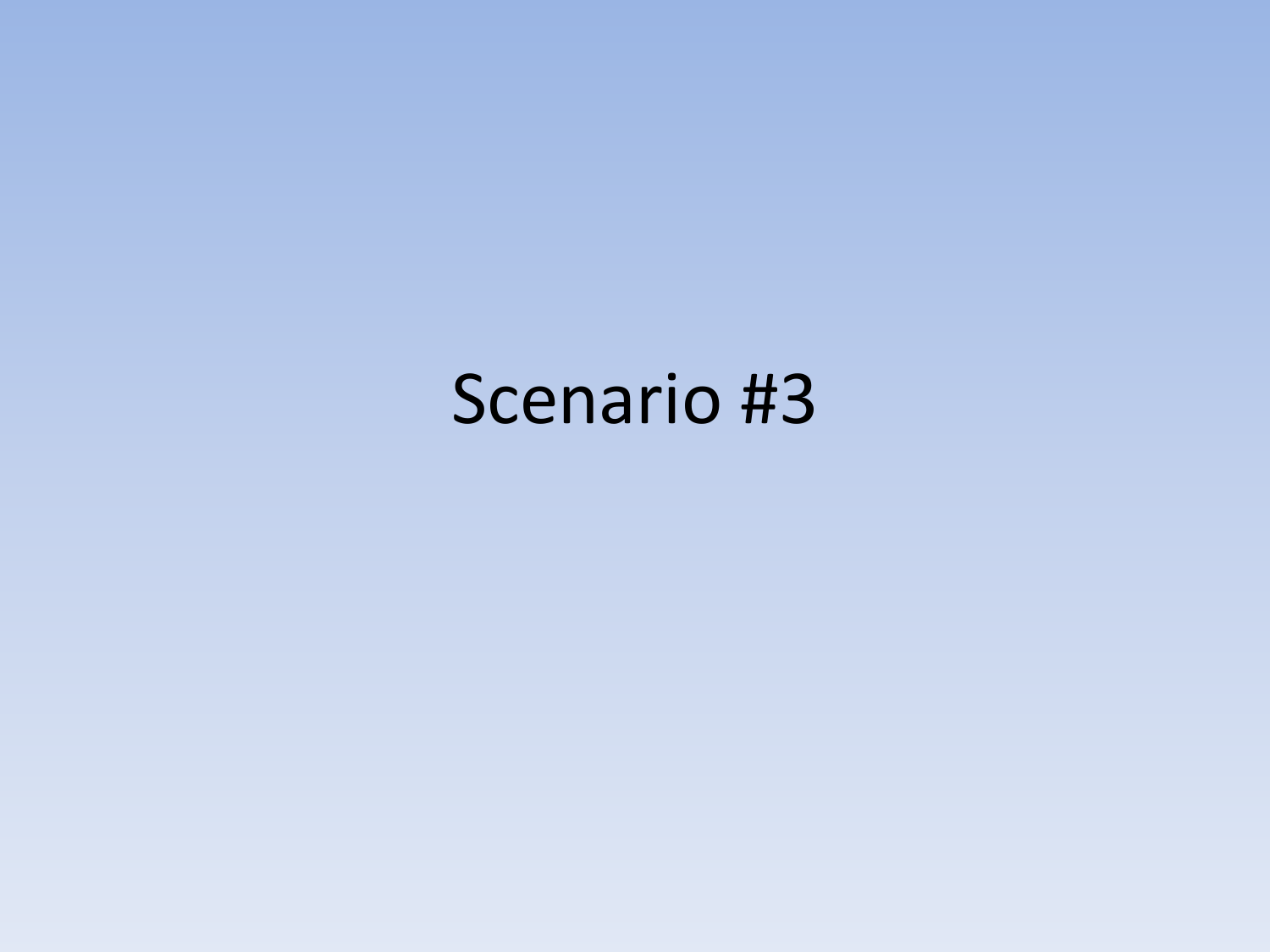# Scenario #3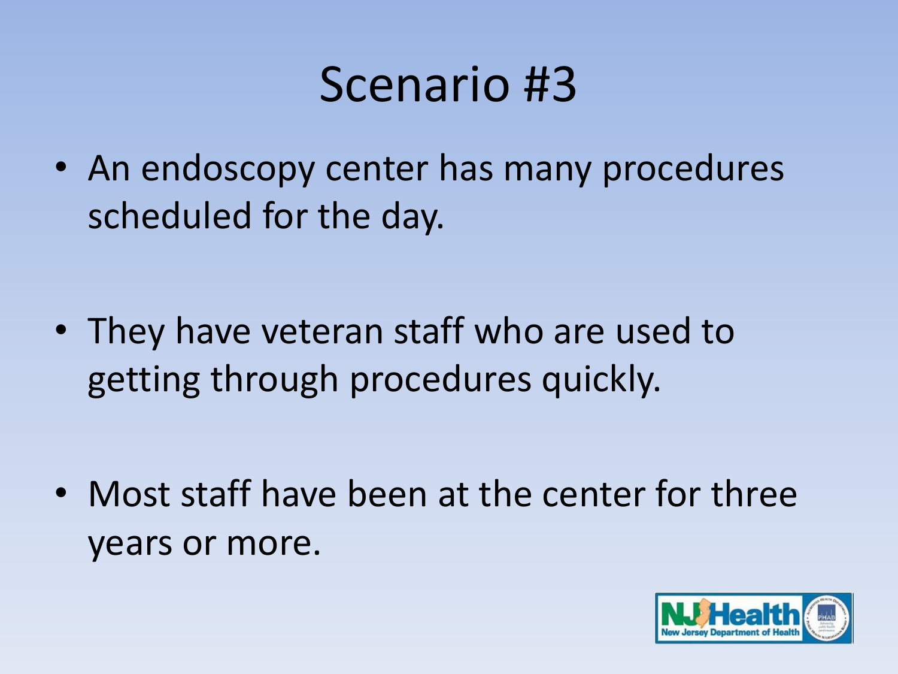# Scenario #3

- An endoscopy center has many procedures scheduled for the day.
- They have veteran staff who are used to getting through procedures quickly.
- Most staff have been at the center for three years or more.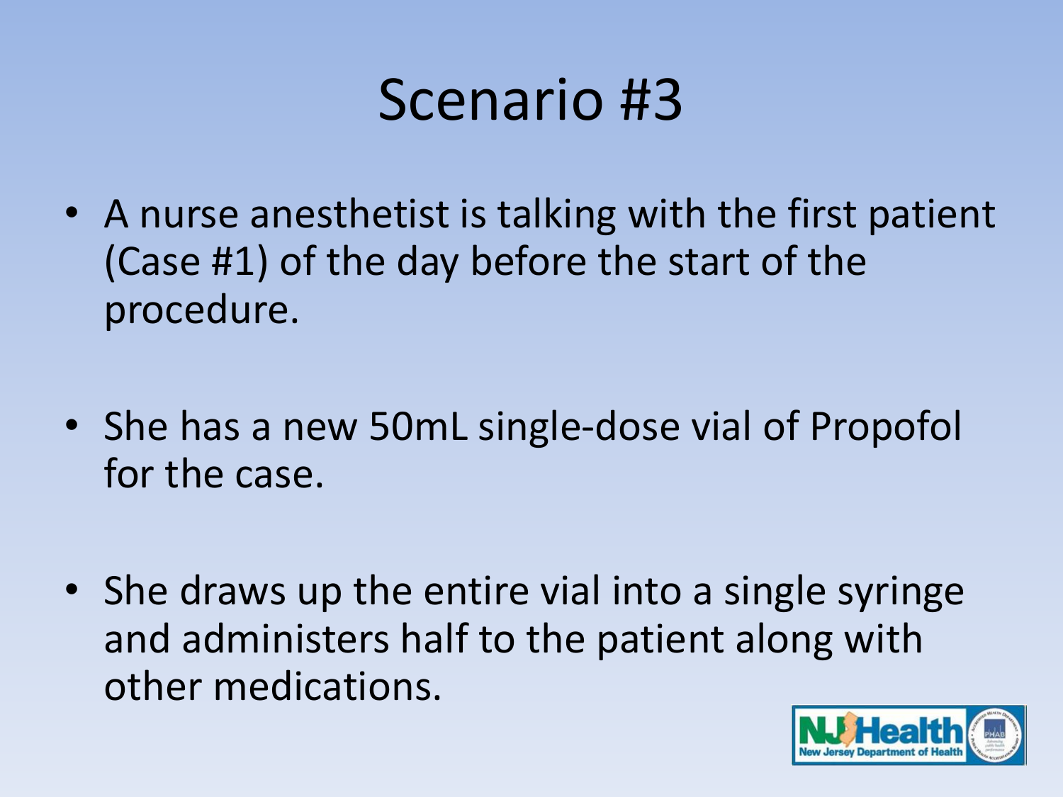# Scenario #3

- A nurse anesthetist is talking with the first patient (Case #1) of the day before the start of the procedure.
- She has a new 50mL single-dose vial of Propofol for the case.
- She draws up the entire vial into a single syringe and administers half to the patient along with other medications.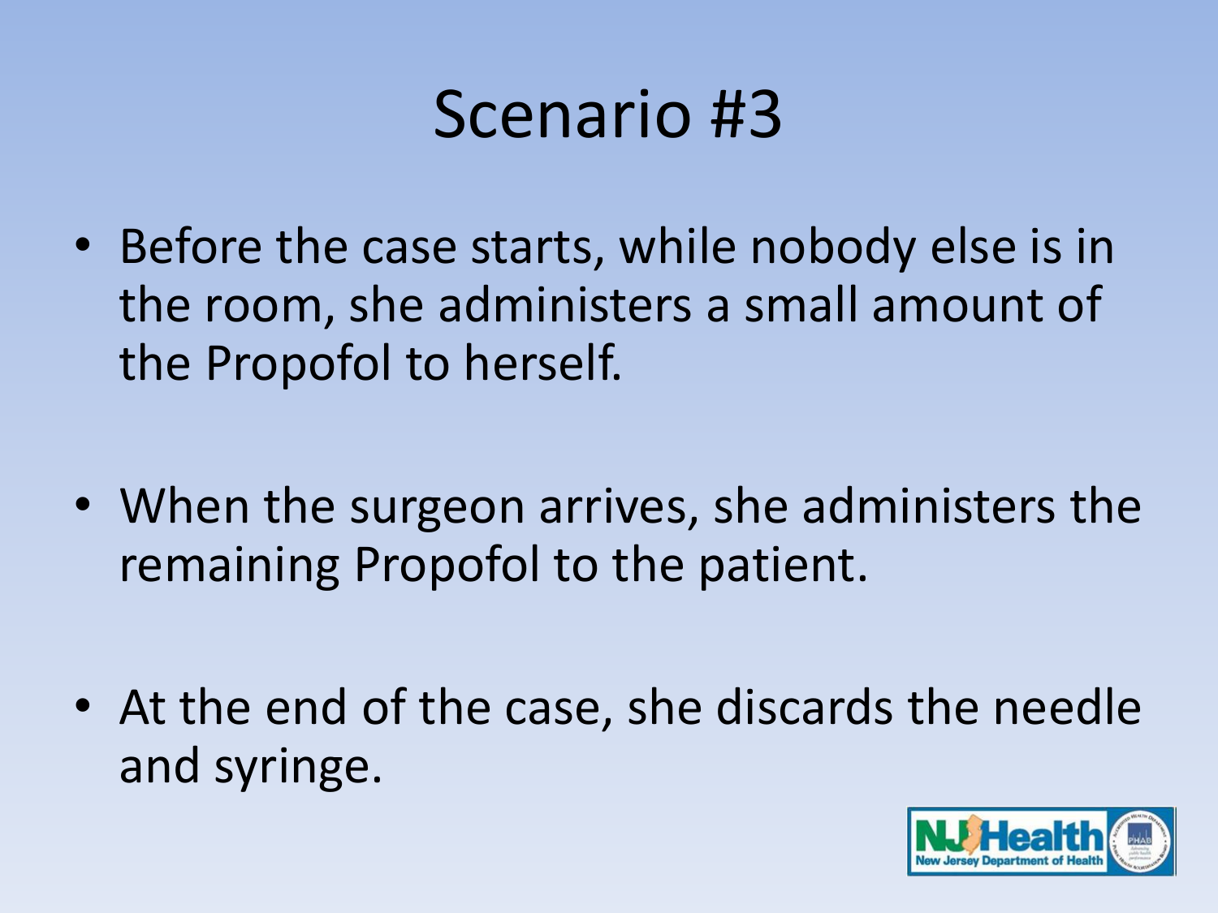# Scenario #3

- Before the case starts, while nobody else is in the room, she administers a small amount of the Propofol to herself.
- When the surgeon arrives, she administers the remaining Propofol to the patient.
- At the end of the case, she discards the needle and syringe.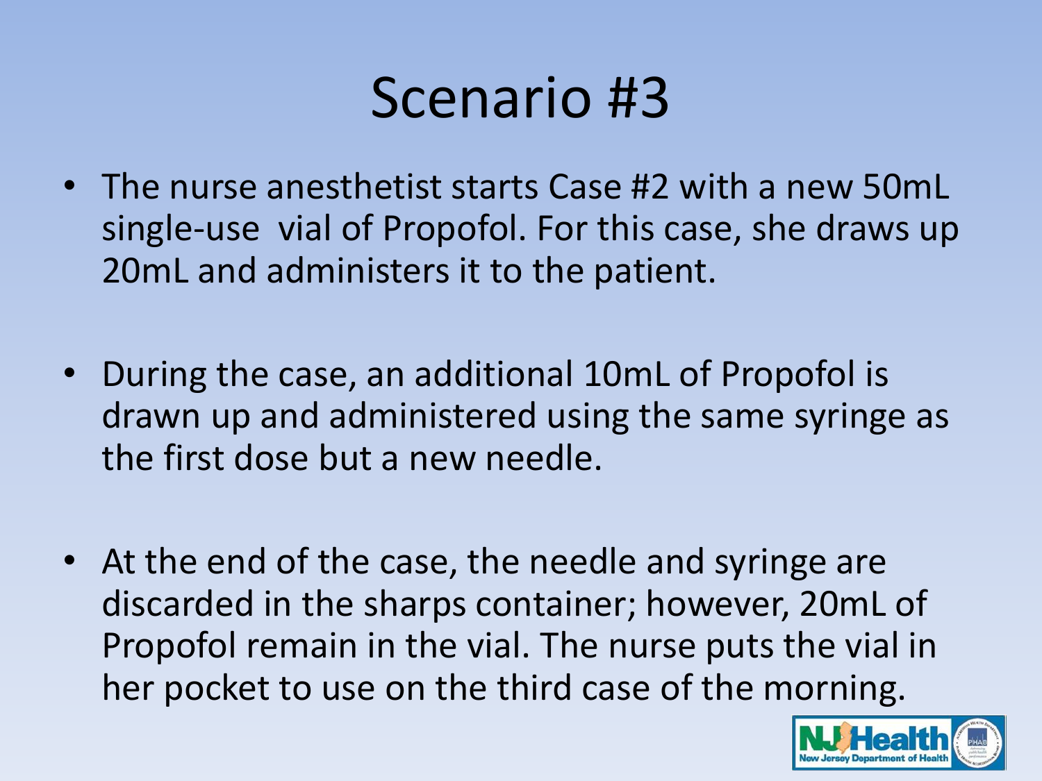# Scenario #3

- The nurse anesthetist starts Case #2 with a new 50mL single-use vial of Propofol. For this case, she draws up 20mL and administers it to the patient.
- During the case, an additional 10mL of Propofol is drawn up and administered using the same syringe as the first dose but a new needle.
- At the end of the case, the needle and syringe are discarded in the sharps container; however, 20mL of Propofol remain in the vial. The nurse puts the vial in her pocket to use on the third case of the morning.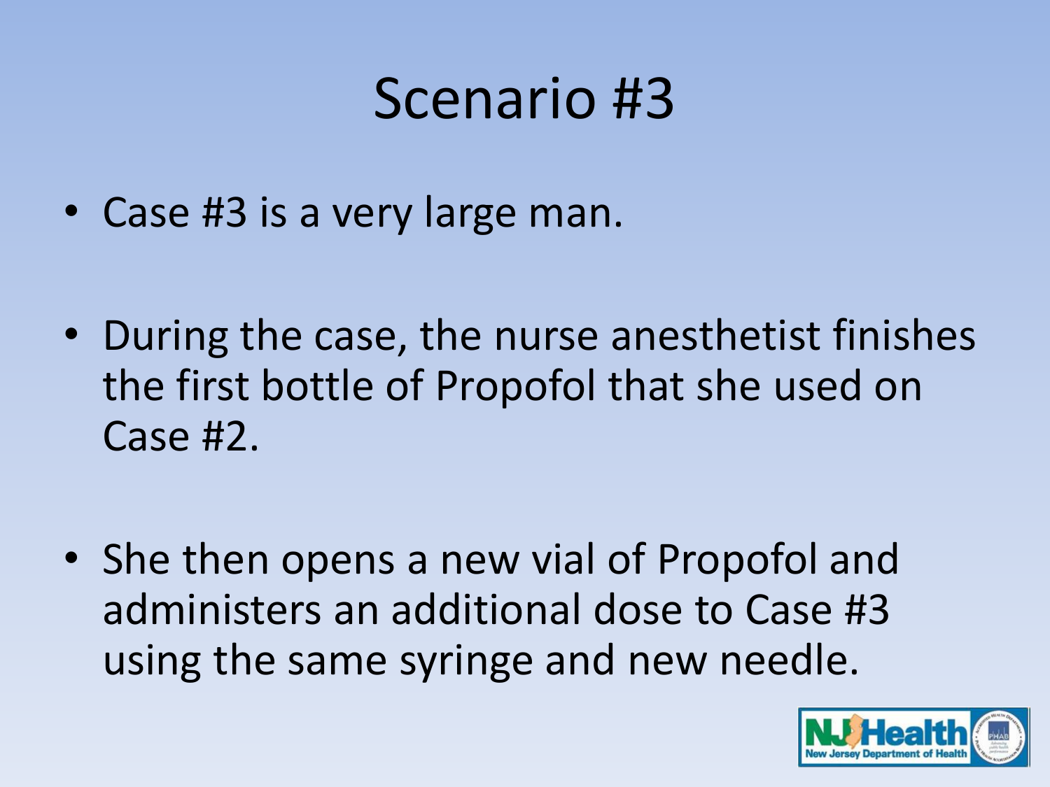# Scenario #3

- Case #3 is a very large man.
- During the case, the nurse anesthetist finishes the first bottle of Propofol that she used on Case #2.
- She then opens a new vial of Propofol and administers an additional dose to Case #3 using the same syringe and new needle.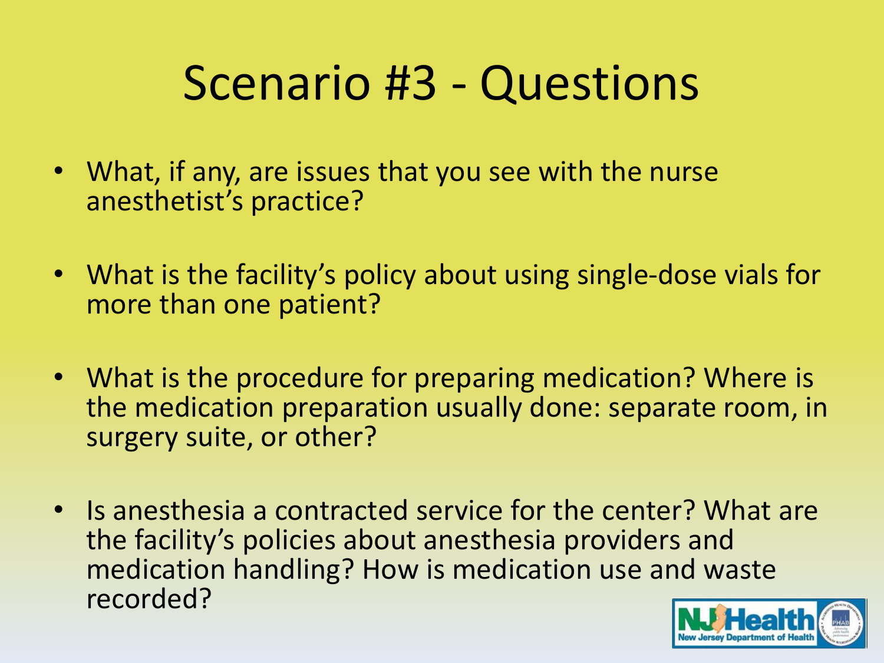# Scenario #3 - Questions

- What, if any, are issues that you see with the nurse anesthetist's practice?
- What is the facility's policy about using single-dose vials for more than one patient?
- What is the procedure for preparing medication? Where is the medication preparation usually done: separate room, in surgery suite, or other?
- Is anesthesia a contracted service for the center? What are the facility's policies about anesthesia providers and medication handling? How is medication use and waste recorded?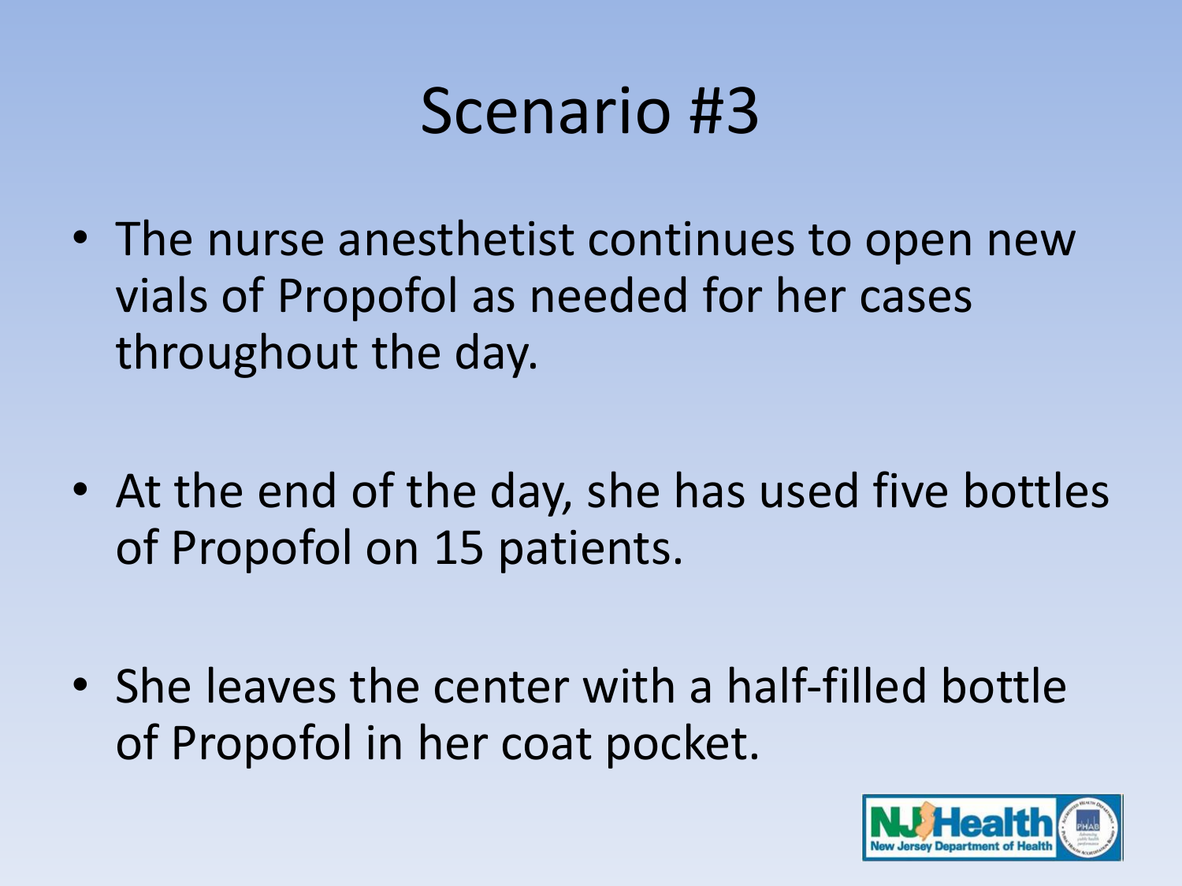# Scenario #3

- The nurse anesthetist continues to open new vials of Propofol as needed for her cases throughout the day.
- At the end of the day, she has used five bottles of Propofol on 15 patients.
- She leaves the center with a half-filled bottle of Propofol in her coat pocket.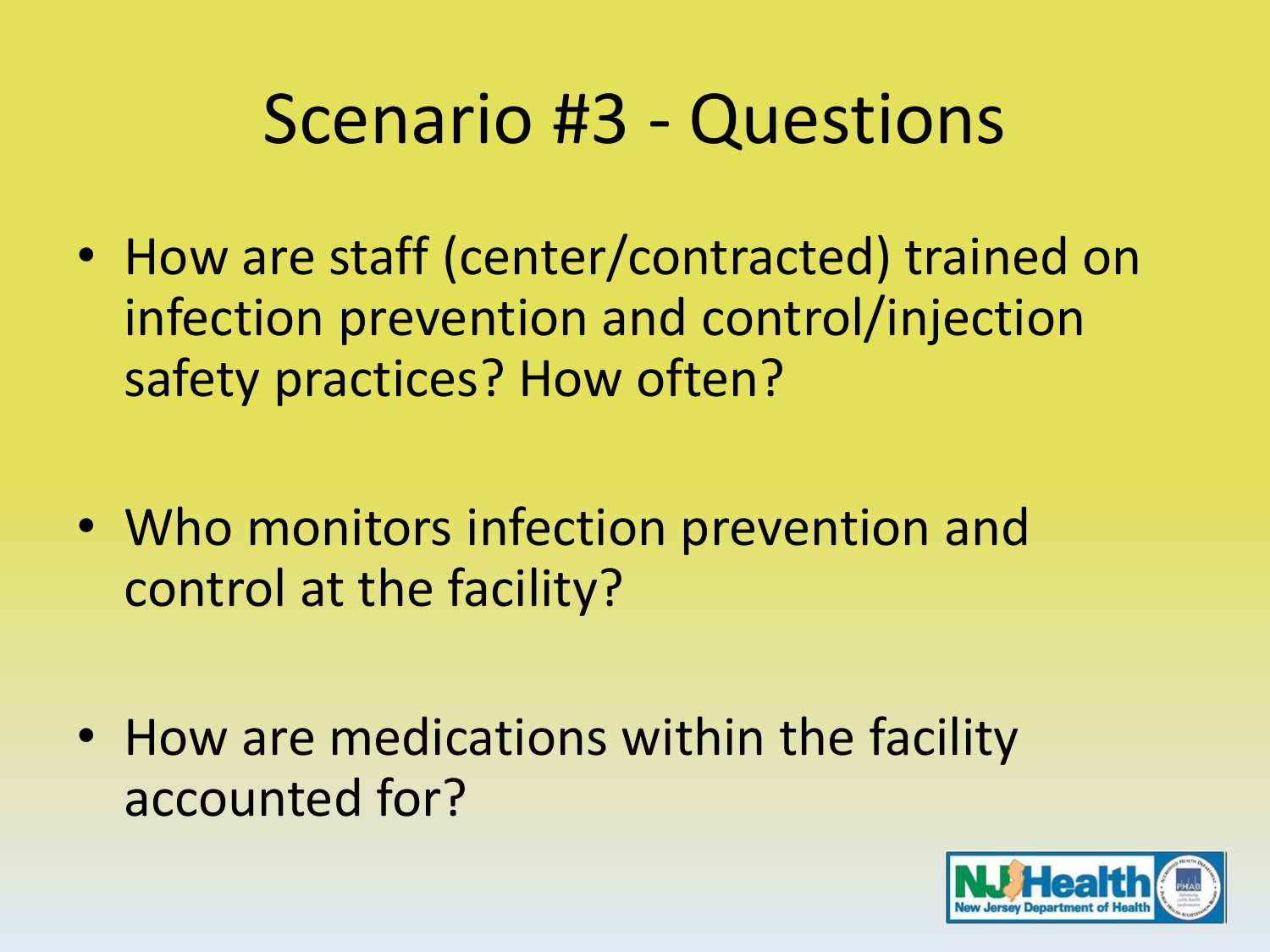# Scenario #3 - Questions

- How are staff (center/contracted) trained on infection prevention and control/injection safety practices? How often?

- Who monitors infection prevention and control at the facility?

- How are medications within the facility accounted for?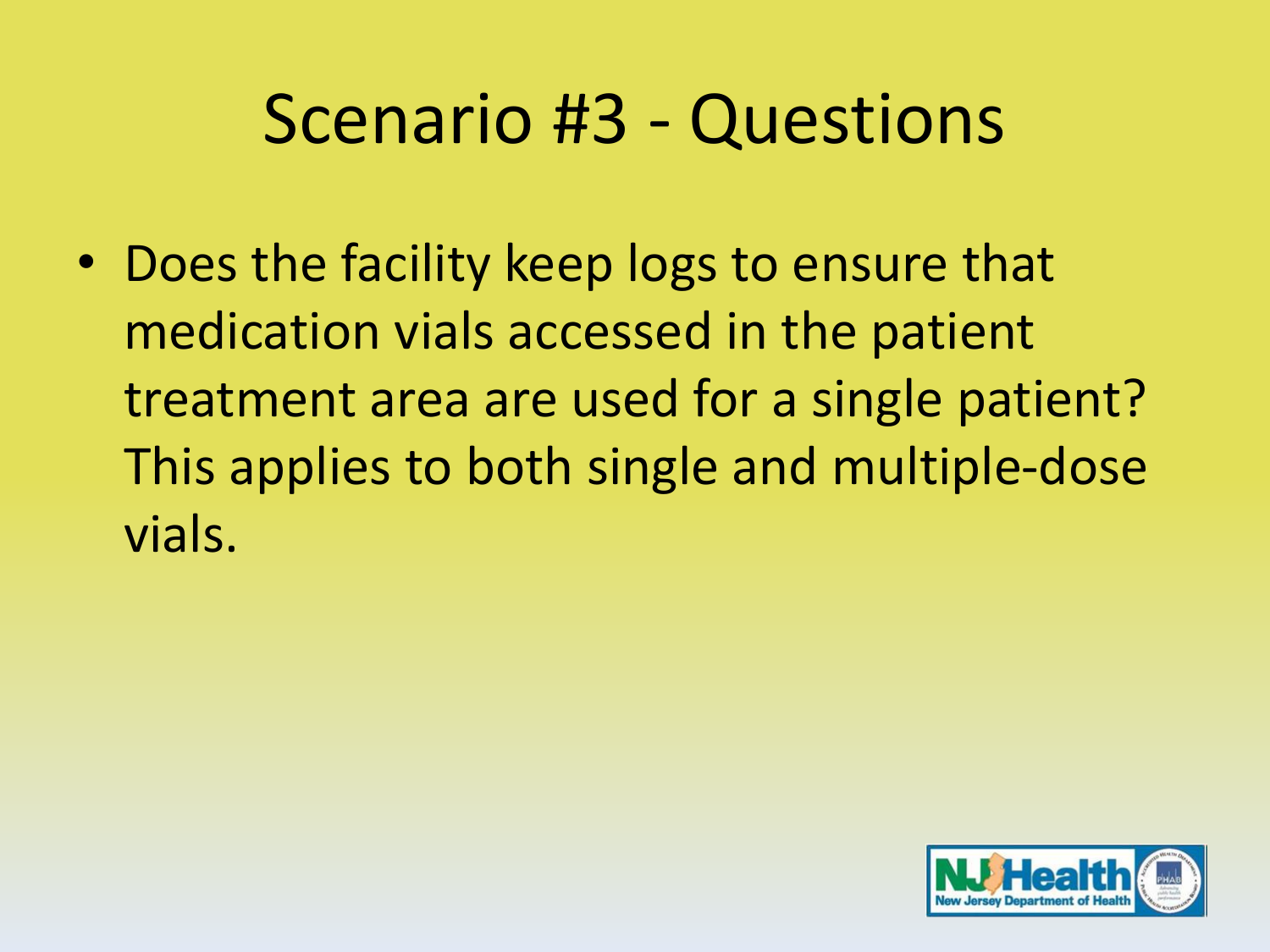# Scenario #3 - Questions

- Does the facility keep logs to ensure that medication vials accessed in the patient treatment area are used for a single patient? This applies to both single and multiple-dose vials.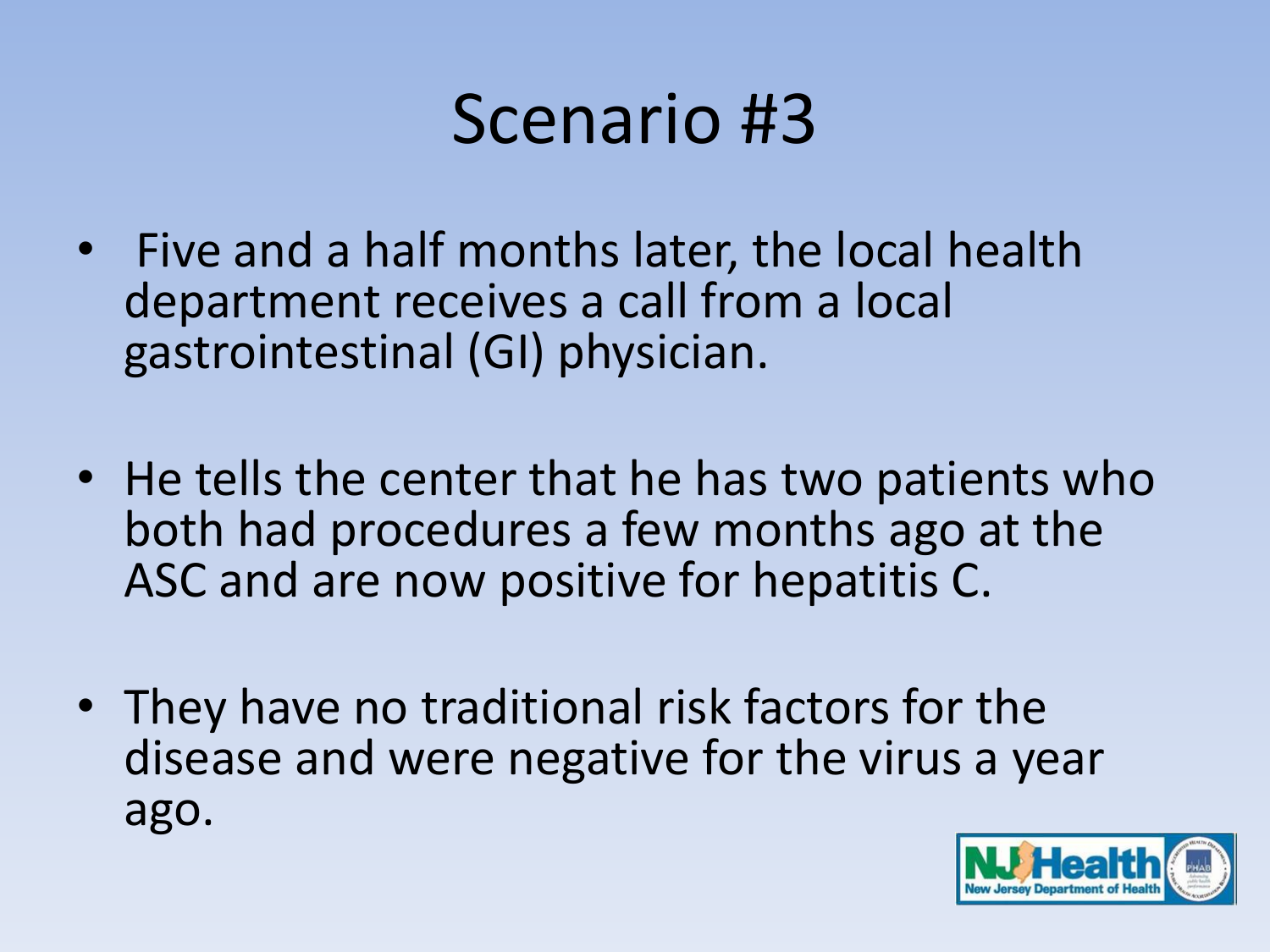# Scenario #3

- Five and a half months later, the local health department receives a call from a local gastrointestinal (GI) physician.
- He tells the center that he has two patients who both had procedures a few months ago at the ASC and are now positive for hepatitis C.
- They have no traditional risk factors for the disease and were negative for the virus a year ago.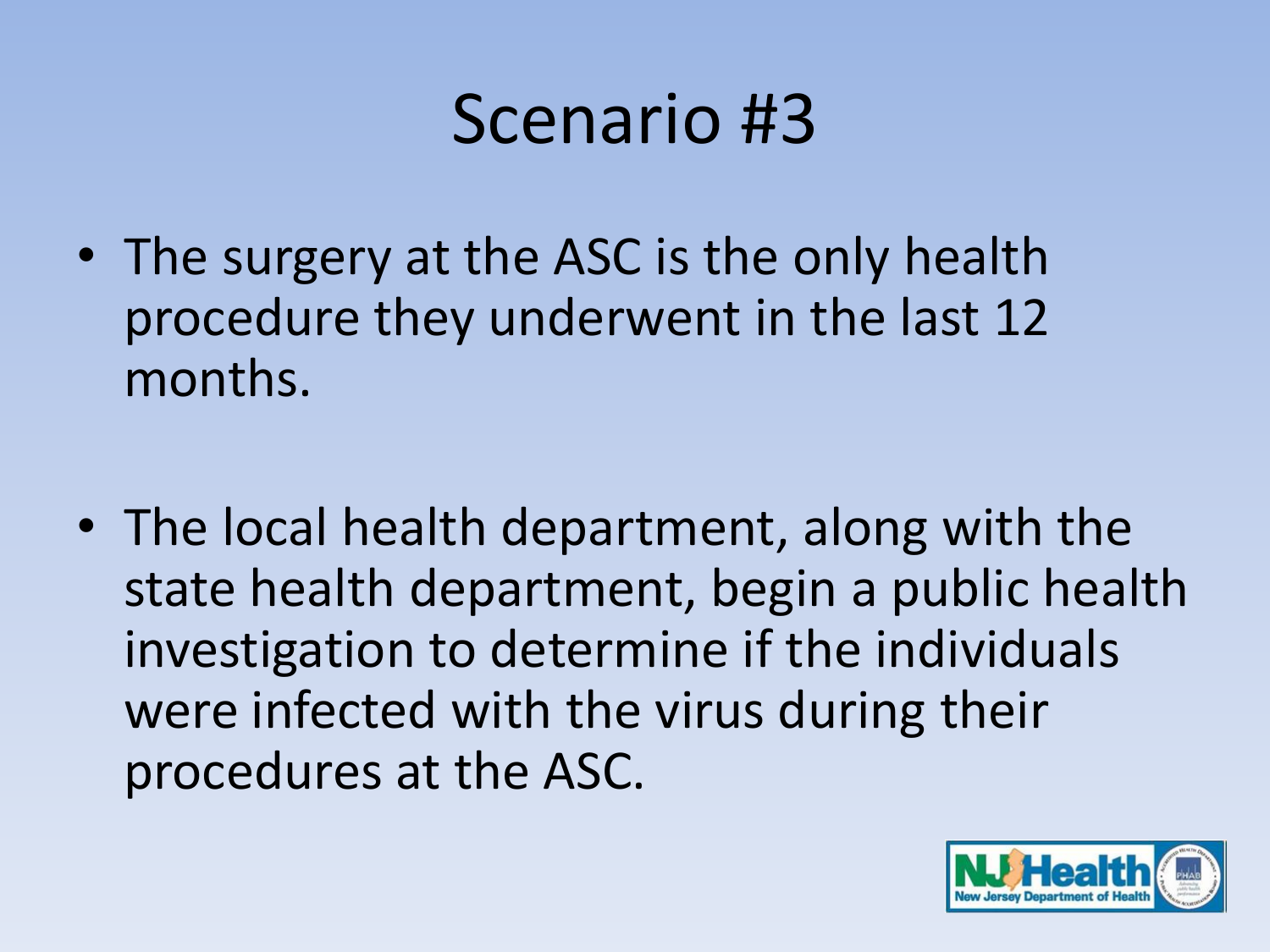# Scenario #3

- The surgery at the ASC is the only health procedure they underwent in the last 12 months.
- The local health department, along with the state health department, begin a public health investigation to determine if the individuals were infected with the virus during their procedures at the ASC.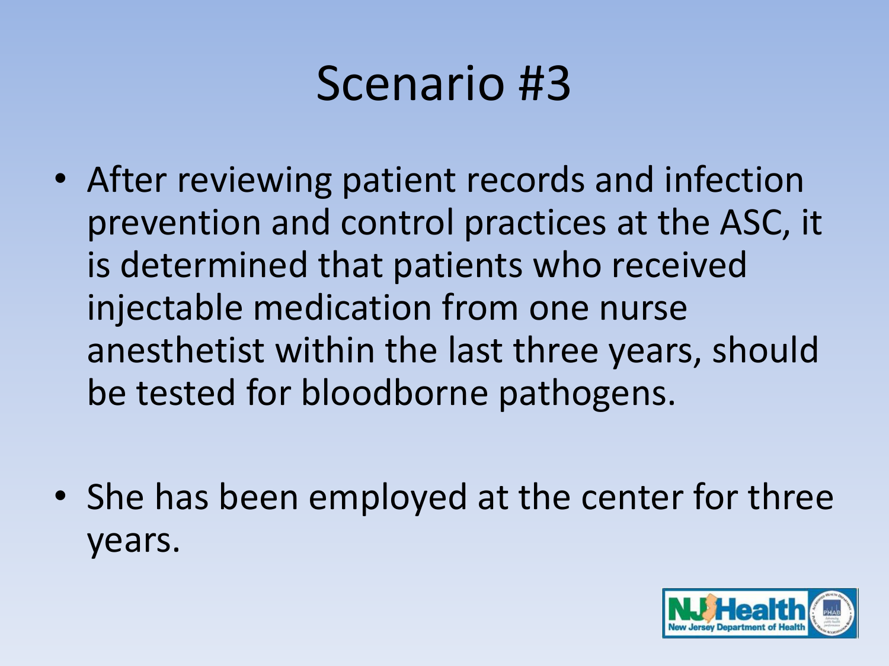# Scenario #3

- After reviewing patient records and infection prevention and control practices at the ASC, it is determined that patients who received injectable medication from one nurse anesthetist within the last three years, should be tested for bloodborne pathogens.

- She has been employed at the center for three years.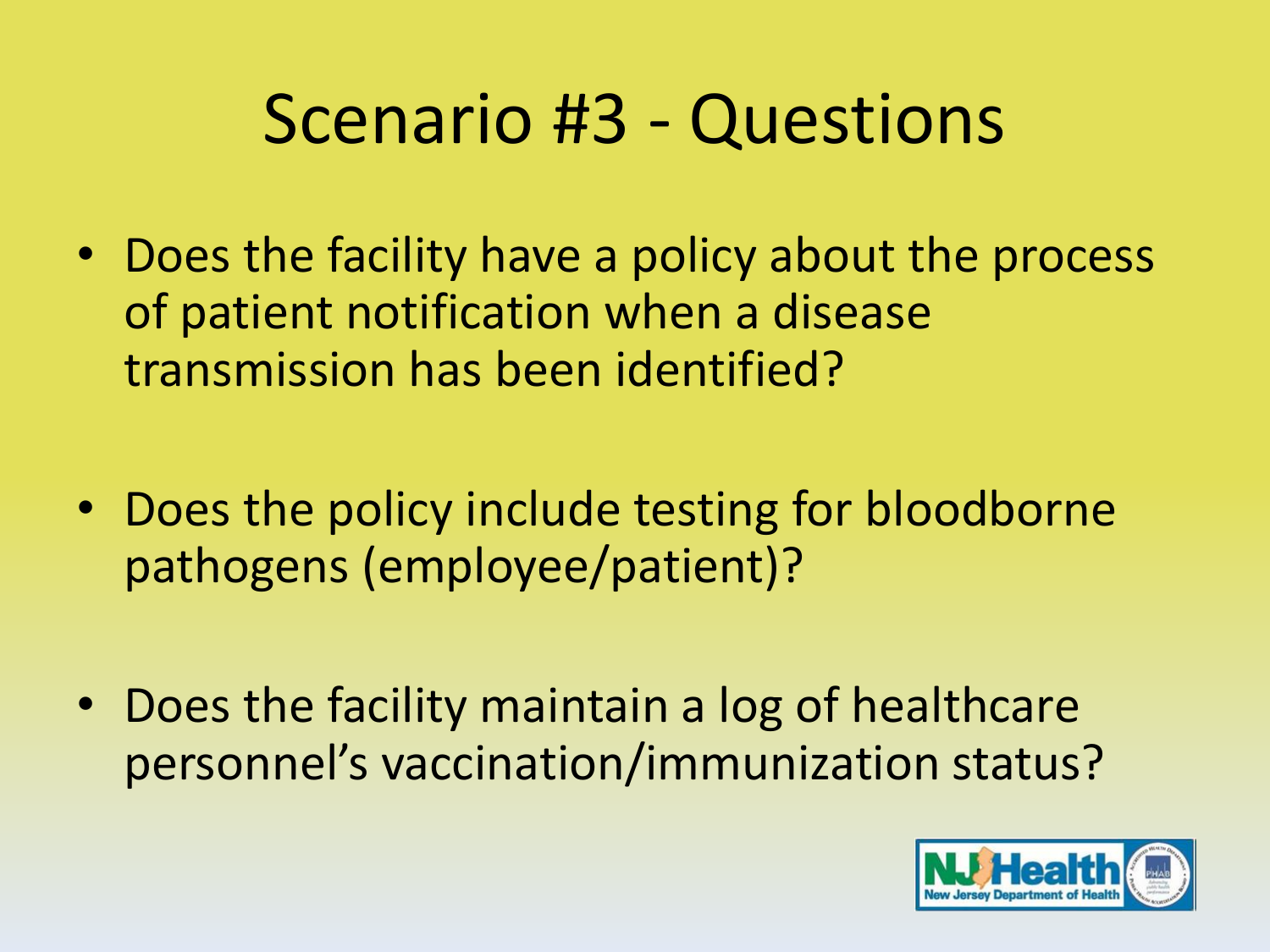# Scenario #3 - Questions

- Does the facility have a policy about the process of patient notification when a disease transmission has been identified?
- Does the policy include testing for bloodborne pathogens (employee/patient)?
- Does the facility maintain a log of healthcare personnel's vaccination/immunization status?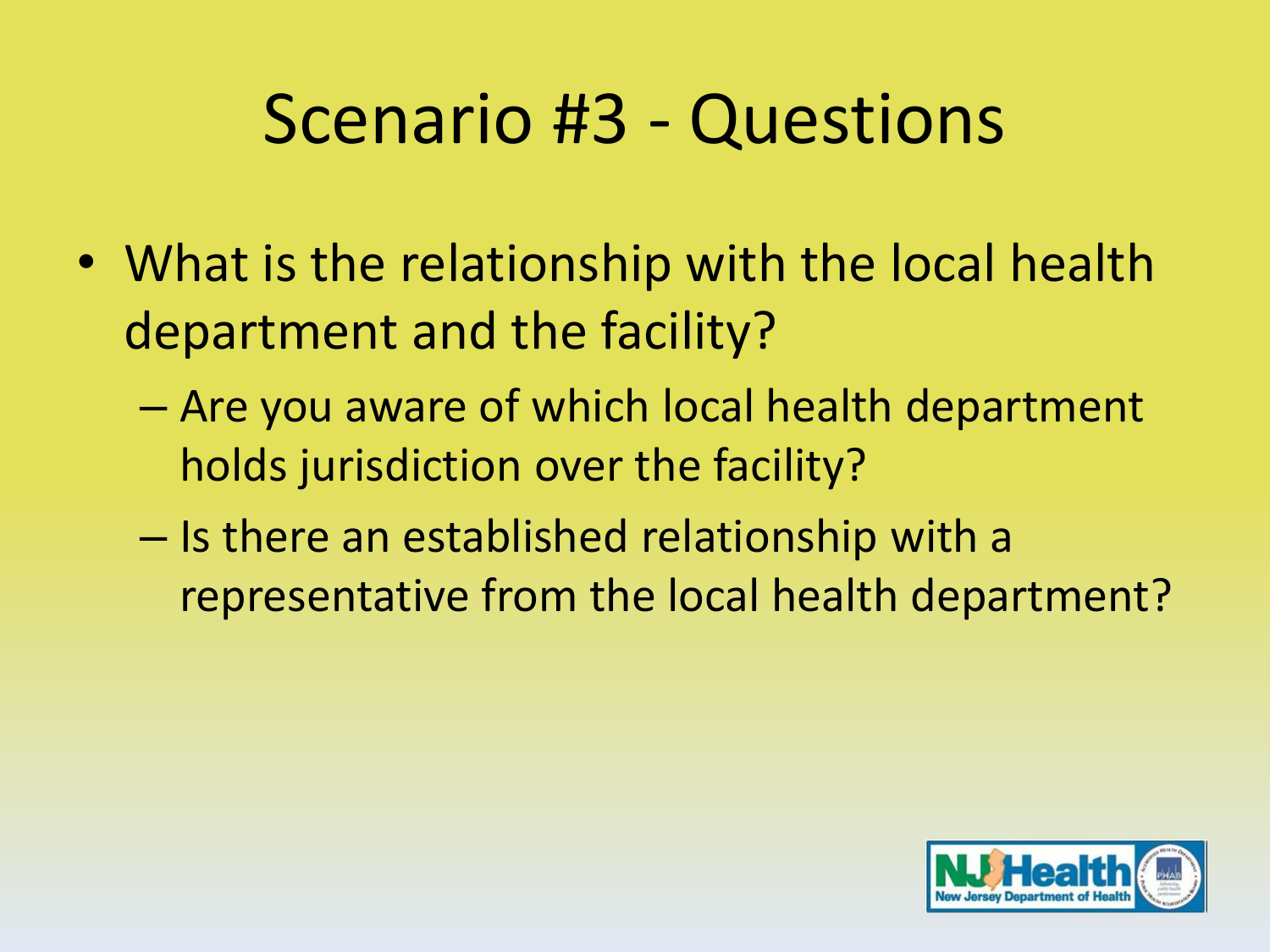# Scenario #3 - Questions

- What is the relationship with the local health department and the facility?
  - Are you aware of which local health department holds jurisdiction over the facility?
  - Is there an established relationship with a representative from the local health department?